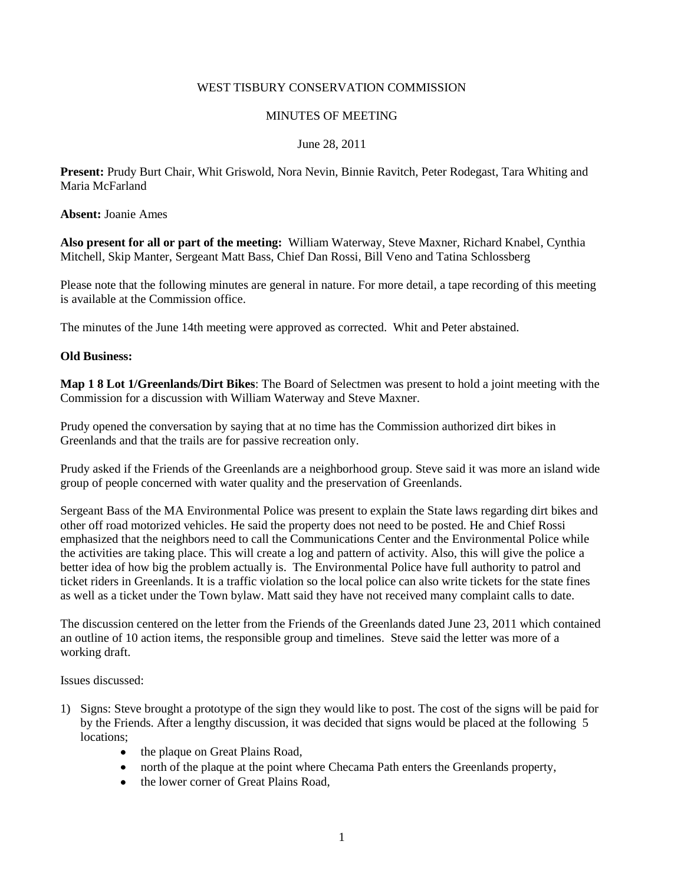WEST TISBURY CONSERVATION COMMISSION

MINUTES OF MEETING

June 28, 2011

**Present:** Prudy Burt Chair, Whit Griswold, Nora Nevin, Binnie Ravitch, Peter Rodegast, Tara Whiting and Maria McFarland

**Absent:** Joanie Ames

**Also present for all or part of the meeting:** William Waterway, Steve Maxner, Richard Knabel, Cynthia Mitchell, Skip Manter, Sergeant Matt Bass, Chief Dan Rossi, Bill Veno and Tatina Schlossberg

Please note that the following minutes are general in nature. For more detail, a tape recording of this meeting is available at the Commission office.

The minutes of the June 14th meeting were approved as corrected. Whit and Peter abstained.

**Old Business:**

**Map 1 8 Lot 1/Greenlands/Dirt Bikes**: The Board of Selectmen was present to hold a joint meeting with the Commission for a discussion with William Waterway and Steve Maxner.

Prudy opened the conversation by saying that at no time has the Commission authorized dirt bikes in Greenlands and that the trails are for passive recreation only.

Prudy asked if the Friends of the Greenlands are a neighborhood group. Steve said it was more an island wide group of people concerned with water quality and the preservation of Greenlands.

Sergeant Bass of the MA Environmental Police was present to explain the State laws regarding dirt bikes and other off road motorized vehicles. He said the property does not need to be posted. He and Chief Rossi emphasized that the neighbors need to call the Communications Center and the Environmental Police while the activities are taking place. This will create a log and pattern of activity. Also, this will give the police a better idea of how big the problem actually is. The Environmental Police have full authority to patrol and ticket riders in Greenlands. It is a traffic violation so the local police can also write tickets for the state fines as well as a ticket under the Town bylaw. Matt said they have not received many complaint calls to date.

The discussion centered on the letter from the Friends of the Greenlands dated June 23, 2011 which contained an outline of 10 action items, the responsible group and timelines. Steve said the letter was more of a working draft.

Issues discussed:

1) Signs: Steve brought a prototype of the sign they would like to post. The cost of the signs will be paid for by the Friends. After a lengthy discussion, it was decided that signs would be placed at the following 5 locations;
    - the plaque on Great Plains Road,
    - north of the plaque at the point where Checama Path enters the Greenlands property,
    - the lower corner of Great Plains Road,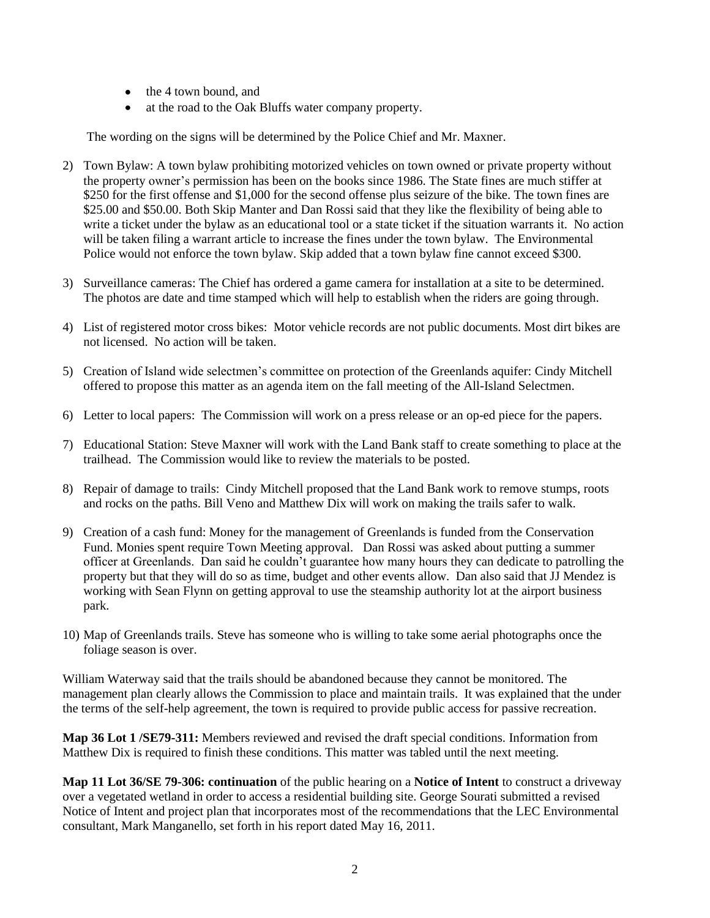- the 4 town bound, and
- at the road to the Oak Bluffs water company property.

The wording on the signs will be determined by the Police Chief and Mr. Maxner.

2) Town Bylaw: A town bylaw prohibiting motorized vehicles on town owned or private property without the property owner's permission has been on the books since 1986. The State fines are much stiffer at $250 for the first offense and $1,000 for the second offense plus seizure of the bike. The town fines are $25.00 and $50.00. Both Skip Manter and Dan Rossi said that they like the flexibility of being able to write a ticket under the bylaw as an educational tool or a state ticket if the situation warrants it. No action will be taken filing a warrant article to increase the fines under the town bylaw. The Environmental Police would not enforce the town bylaw. Skip added that a town bylaw fine cannot exceed $300.

3) Surveillance cameras: The Chief has ordered a game camera for installation at a site to be determined. The photos are date and time stamped which will help to establish when the riders are going through.

4) List of registered motor cross bikes: Motor vehicle records are not public documents. Most dirt bikes are not licensed. No action will be taken.

5) Creation of Island wide selectmen's committee on protection of the Greenlands aquifer: Cindy Mitchell offered to propose this matter as an agenda item on the fall meeting of the All-Island Selectmen.

6) Letter to local papers: The Commission will work on a press release or an op-ed piece for the papers.

7) Educational Station: Steve Maxner will work with the Land Bank staff to create something to place at the trailhead. The Commission would like to review the materials to be posted.

8) Repair of damage to trails: Cindy Mitchell proposed that the Land Bank work to remove stumps, roots and rocks on the paths. Bill Veno and Matthew Dix will work on making the trails safer to walk.

9) Creation of a cash fund: Money for the management of Greenlands is funded from the Conservation Fund. Monies spent require Town Meeting approval. Dan Rossi was asked about putting a summer officer at Greenlands. Dan said he couldn't guarantee how many hours they can dedicate to patrolling the property but that they will do so as time, budget and other events allow. Dan also said that JJ Mendez is working with Sean Flynn on getting approval to use the steamship authority lot at the airport business park.

10) Map of Greenlands trails. Steve has someone who is willing to take some aerial photographs once the foliage season is over.

William Waterway said that the trails should be abandoned because they cannot be monitored. The management plan clearly allows the Commission to place and maintain trails. It was explained that the under the terms of the self-help agreement, the town is required to provide public access for passive recreation.

**Map 36 Lot 1 /SE79-311:** Members reviewed and revised the draft special conditions. Information from Matthew Dix is required to finish these conditions. This matter was tabled until the next meeting.

**Map 11 Lot 36/SE 79-306: continuation** of the public hearing on a **Notice of Intent** to construct a driveway over a vegetated wetland in order to access a residential building site. George Sourati submitted a revised Notice of Intent and project plan that incorporates most of the recommendations that the LEC Environmental consultant, Mark Manganello, set forth in his report dated May 16, 2011.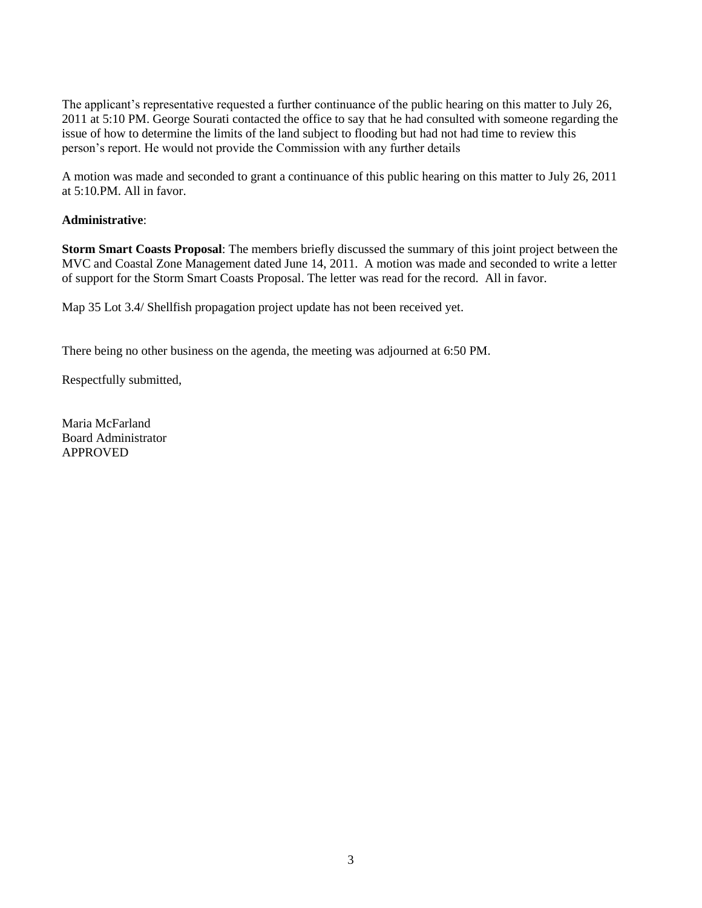The applicant's representative requested a further continuance of the public hearing on this matter to July 26, 2011 at 5:10 PM. George Sourati contacted the office to say that he had consulted with someone regarding the issue of how to determine the limits of the land subject to flooding but had not had time to review this person's report. He would not provide the Commission with any further details

A motion was made and seconded to grant a continuance of this public hearing on this matter to July 26, 2011 at 5:10.PM. All in favor.

**Administrative**:

**Storm Smart Coasts Proposal**: The members briefly discussed the summary of this joint project between the MVC and Coastal Zone Management dated June 14, 2011. A motion was made and seconded to write a letter of support for the Storm Smart Coasts Proposal. The letter was read for the record. All in favor.

Map 35 Lot 3.4/ Shellfish propagation project update has not been received yet.

There being no other business on the agenda, the meeting was adjourned at 6:50 PM.

Respectfully submitted,

Maria McFarland
Board Administrator
APPROVED